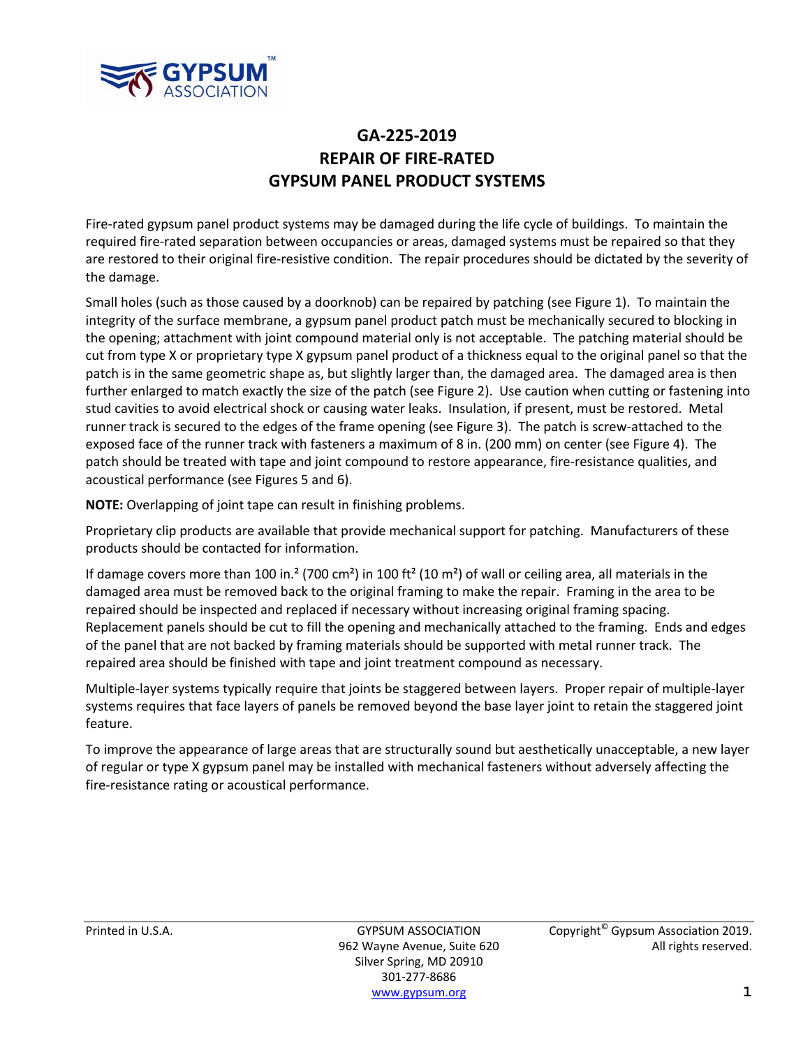# GA-225-2019
# REPAIR OF FIRE-RATED
# GYPSUM PANEL PRODUCT SYSTEMS

Fire-rated gypsum panel product systems may be damaged during the life cycle of buildings. To maintain the required fire-rated separation between occupancies or areas, damaged systems must be repaired so that they are restored to their original fire-resistive condition. The repair procedures should be dictated by the severity of the damage.

Small holes (such as those caused by a doorknob) can be repaired by patching (see Figure 1). To maintain the integrity of the surface membrane, a gypsum panel product patch must be mechanically secured to blocking in the opening; attachment with joint compound material only is not acceptable. The patching material should be cut from type X or proprietary type X gypsum panel product of a thickness equal to the original panel so that the patch is in the same geometric shape as, but slightly larger than, the damaged area. The damaged area is then further enlarged to match exactly the size of the patch (see Figure 2). Use caution when cutting or fastening into stud cavities to avoid electrical shock or causing water leaks. Insulation, if present, must be restored. Metal runner track is secured to the edges of the frame opening (see Figure 3). The patch is screw-attached to the exposed face of the runner track with fasteners a maximum of 8 in. (200 mm) on center (see Figure 4). The patch should be treated with tape and joint compound to restore appearance, fire-resistance qualities, and acoustical performance (see Figures 5 and 6).

**NOTE:** Overlapping of joint tape can result in finishing problems.

Proprietary clip products are available that provide mechanical support for patching. Manufacturers of these products should be contacted for information.

If damage covers more than 100 in.$^2$ (700 cm$^2$) in 100 ft$^2$ (10 m$^2$) of wall or ceiling area, all materials in the damaged area must be removed back to the original framing to make the repair. Framing in the area to be repaired should be inspected and replaced if necessary without increasing original framing spacing. Replacement panels should be cut to fill the opening and mechanically attached to the framing. Ends and edges of the panel that are not backed by framing materials should be supported with metal runner track. The repaired area should be finished with tape and joint treatment compound as necessary.

Multiple-layer systems typically require that joints be staggered between layers. Proper repair of multiple-layer systems requires that face layers of panels be removed beyond the base layer joint to retain the staggered joint feature.

To improve the appearance of large areas that are structurally sound but aesthetically unacceptable, a new layer of regular or type X gypsum panel may be installed with mechanical fasteners without adversely affecting the fire-resistance rating or acoustical performance.

Printed in U.S.A.

GYPSUM ASSOCIATION
962 Wayne Avenue, Suite 620
Silver Spring, MD 20910
301-277-8686
www.gypsum.org

Copyright© Gypsum Association 2019. All rights reserved.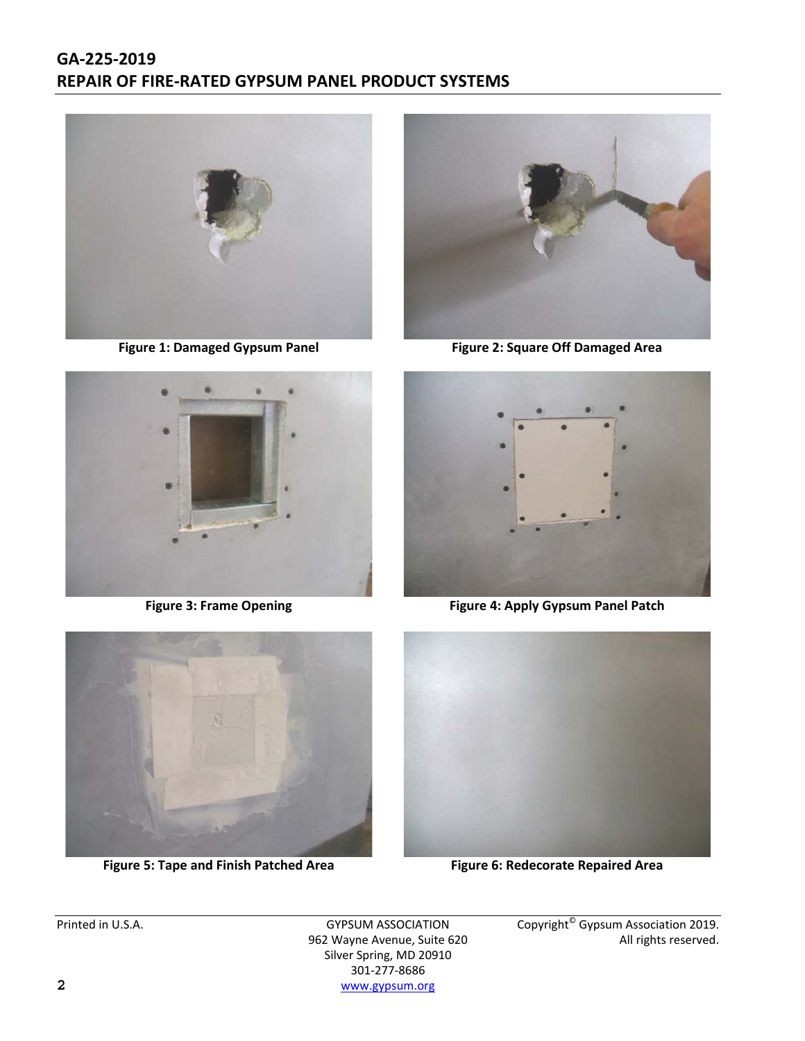Figure 1: Damaged Gypsum Panel

Figure 2: Square Off Damaged Area

Figure 3: Frame Opening

Figure 4: Apply Gypsum Panel Patch

Figure 5: Tape and Finish Patched Area

Figure 6: Redecorate Repaired Area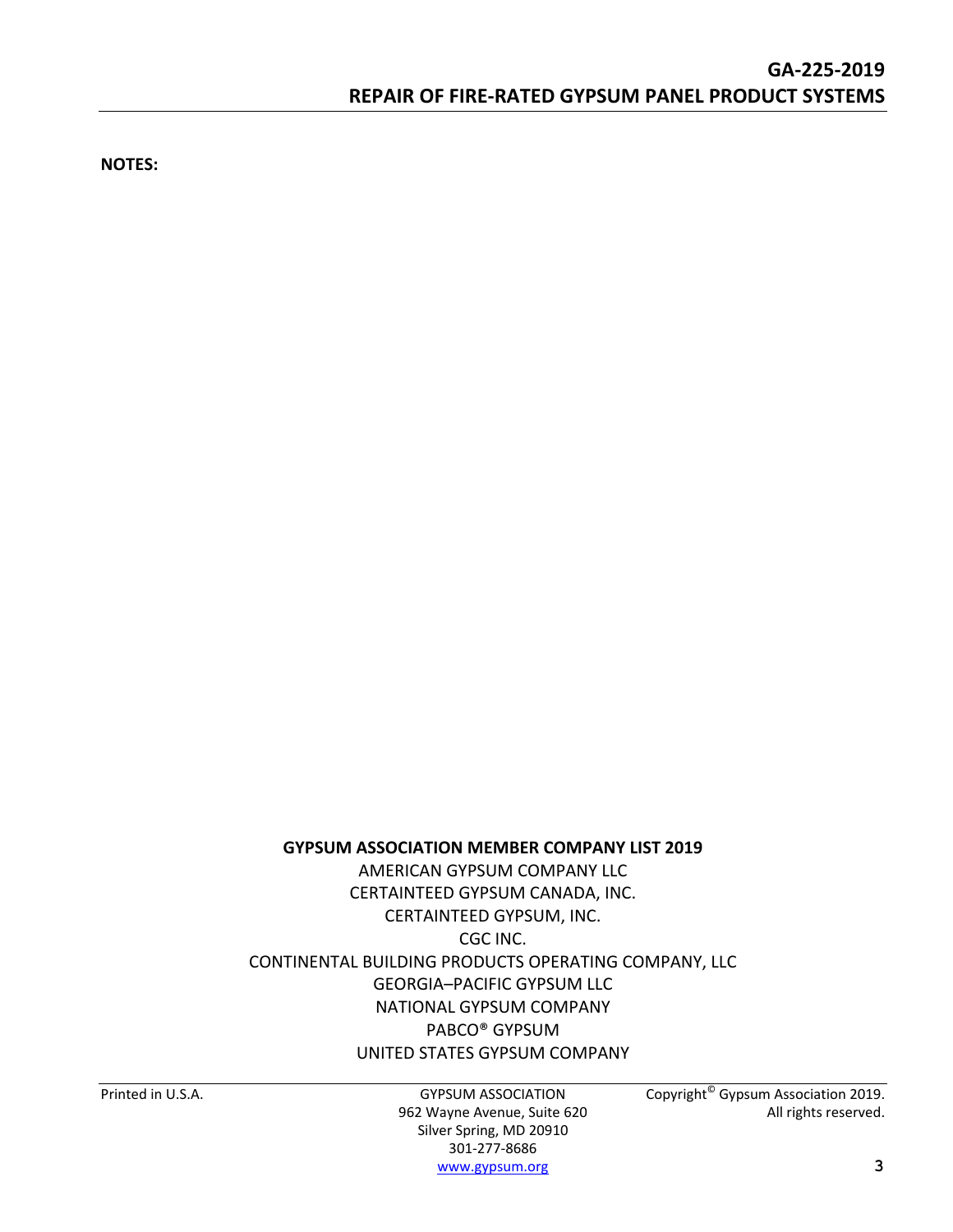**NOTES:**

**GYPSUM ASSOCIATION MEMBER COMPANY LIST 2019**

AMERICAN GYPSUM COMPANY LLC
CERTAINTEED GYPSUM CANADA, INC.
CERTAINTEED GYPSUM, INC.
CGC INC.
CONTINENTAL BUILDING PRODUCTS OPERATING COMPANY, LLC
GEORGIA–PACIFIC GYPSUM LLC
NATIONAL GYPSUM COMPANY
PABCO® GYPSUM
UNITED STATES GYPSUM COMPANY

Printed in U.S.A.

GYPSUM ASSOCIATION
962 Wayne Avenue, Suite 620
Silver Spring, MD 20910
301-277-8686
www.gypsum.org

Copyright© Gypsum Association 2019.
All rights reserved.